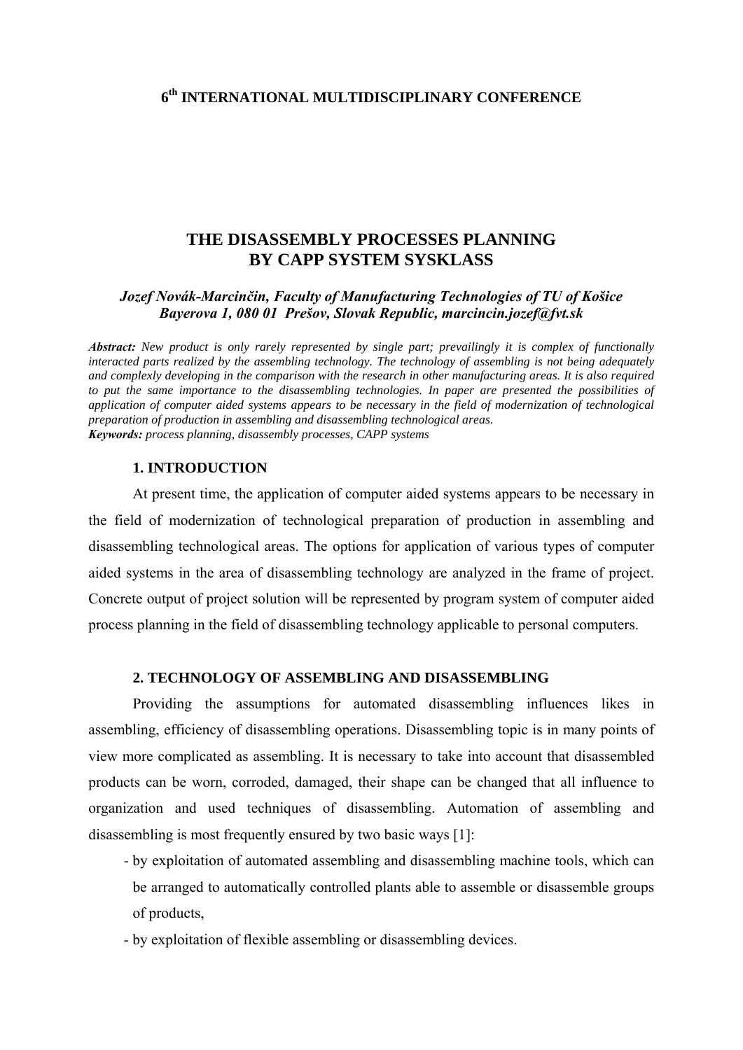**6th INTERNATIONAL MULTIDISCIPLINARY CONFERENCE**

# THE DISASSEMBLY PROCESSES PLANNING BY CAPP SYSTEM SYSKLASS

*Jozef Novák-Marcinčin, Faculty of Manufacturing Technologies of TU of Košice Bayerova 1, 080 01 Prešov, Slovak Republic, marcincin.jozef@fvt.sk*

***Abstract:*** *New product is only rarely represented by single part; prevailingly it is complex of functionally interacted parts realized by the assembling technology. The technology of assembling is not being adequately and complexly developing in the comparison with the research in other manufacturing areas. It is also required to put the same importance to the disassembling technologies. In paper are presented the possibilities of application of computer aided systems appears to be necessary in the field of modernization of technological preparation of production in assembling and disassembling technological areas.*
***Keywords:*** *process planning, disassembly processes, CAPP systems*

## 1. INTRODUCTION

At present time, the application of computer aided systems appears to be necessary in the field of modernization of technological preparation of production in assembling and disassembling technological areas. The options for application of various types of computer aided systems in the area of disassembling technology are analyzed in the frame of project. Concrete output of project solution will be represented by program system of computer aided process planning in the field of disassembling technology applicable to personal computers.

## 2. TECHNOLOGY OF ASSEMBLING AND DISASSEMBLING

Providing the assumptions for automated disassembling influences likes in assembling, efficiency of disassembling operations. Disassembling topic is in many points of view more complicated as assembling. It is necessary to take into account that disassembled products can be worn, corroded, damaged, their shape can be changed that all influence to organization and used techniques of disassembling. Automation of assembling and disassembling is most frequently ensured by two basic ways [1]:

- by exploitation of automated assembling and disassembling machine tools, which can be arranged to automatically controlled plants able to assemble or disassemble groups of products,
- by exploitation of flexible assembling or disassembling devices.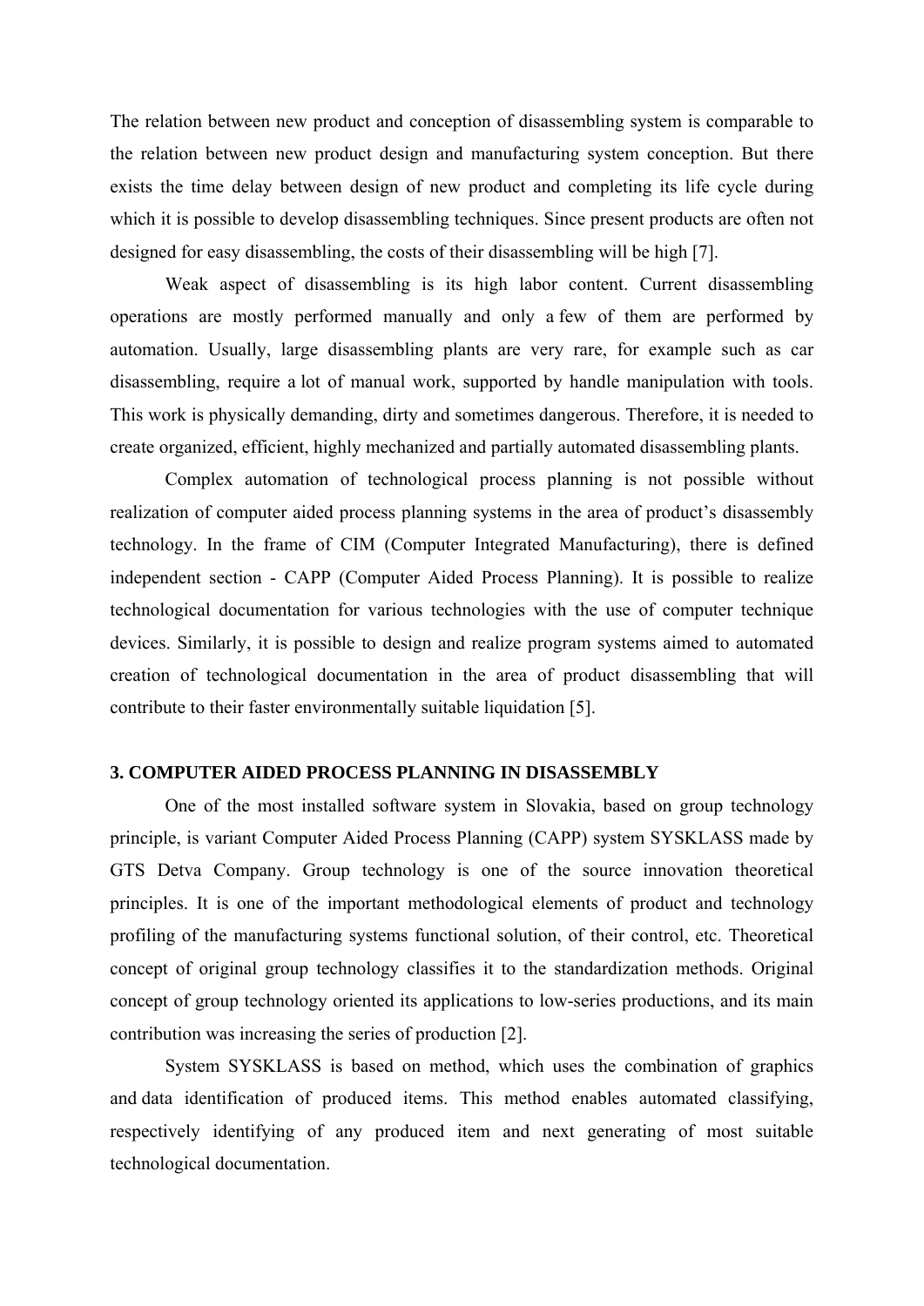The relation between new product and conception of disassembling system is comparable to the relation between new product design and manufacturing system conception. But there exists the time delay between design of new product and completing its life cycle during which it is possible to develop disassembling techniques. Since present products are often not designed for easy disassembling, the costs of their disassembling will be high [7].

Weak aspect of disassembling is its high labor content. Current disassembling operations are mostly performed manually and only a few of them are performed by automation. Usually, large disassembling plants are very rare, for example such as car disassembling, require a lot of manual work, supported by handle manipulation with tools. This work is physically demanding, dirty and sometimes dangerous. Therefore, it is needed to create organized, efficient, highly mechanized and partially automated disassembling plants.

Complex automation of technological process planning is not possible without realization of computer aided process planning systems in the area of product's disassembly technology. In the frame of CIM (Computer Integrated Manufacturing), there is defined independent section - CAPP (Computer Aided Process Planning). It is possible to realize technological documentation for various technologies with the use of computer technique devices. Similarly, it is possible to design and realize program systems aimed to automated creation of technological documentation in the area of product disassembling that will contribute to their faster environmentally suitable liquidation [5].

## 3. COMPUTER AIDED PROCESS PLANNING IN DISASSEMBLY

One of the most installed software system in Slovakia, based on group technology principle, is variant Computer Aided Process Planning (CAPP) system SYSKLASS made by GTS Detva Company. Group technology is one of the source innovation theoretical principles. It is one of the important methodological elements of product and technology profiling of the manufacturing systems functional solution, of their control, etc. Theoretical concept of original group technology classifies it to the standardization methods. Original concept of group technology oriented its applications to low-series productions, and its main contribution was increasing the series of production [2].

System SYSKLASS is based on method, which uses the combination of graphics and data identification of produced items. This method enables automated classifying, respectively identifying of any produced item and next generating of most suitable technological documentation.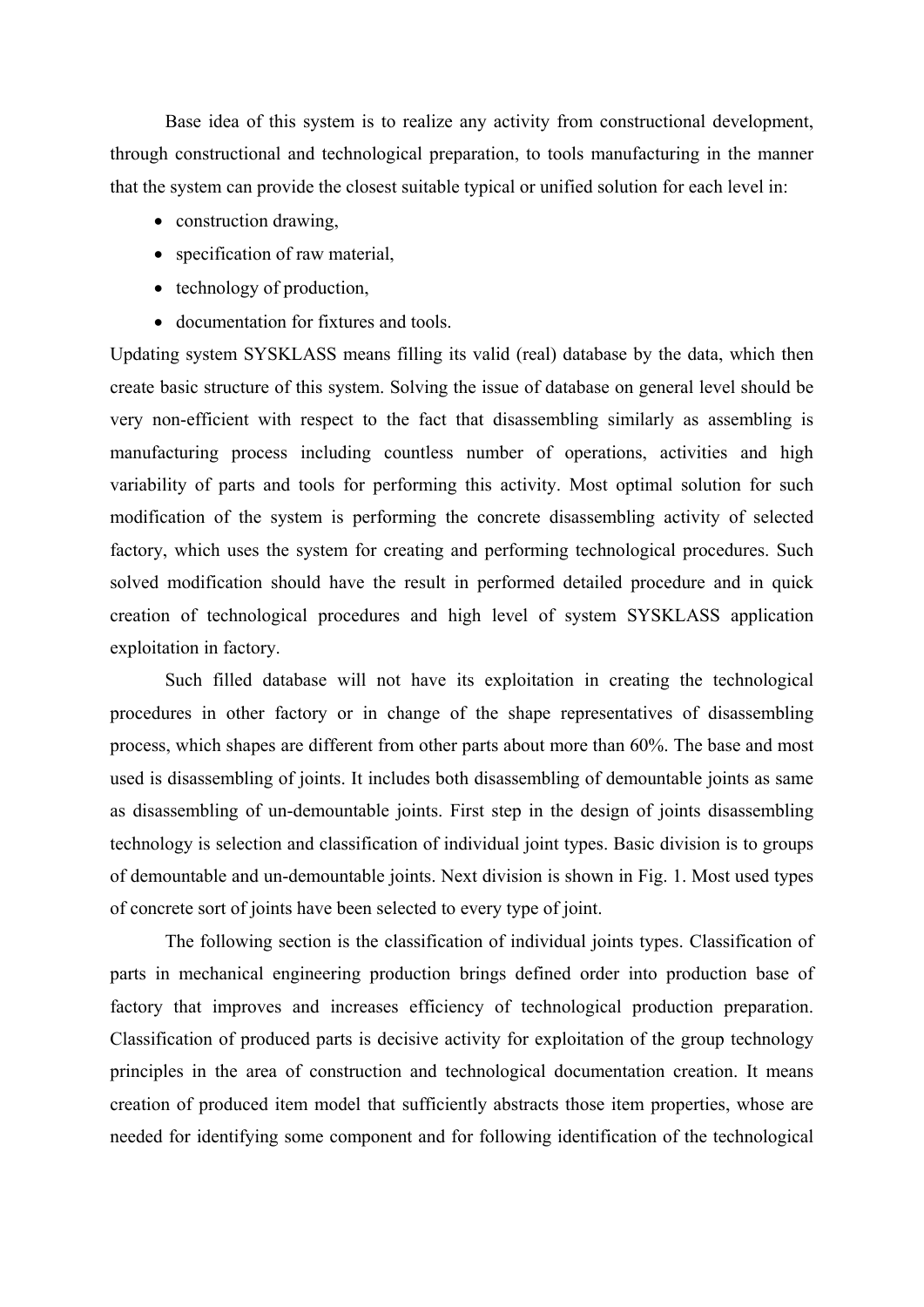Base idea of this system is to realize any activity from constructional development, through constructional and technological preparation, to tools manufacturing in the manner that the system can provide the closest suitable typical or unified solution for each level in:

- construction drawing,
- specification of raw material,
- technology of production,
- documentation for fixtures and tools.

Updating system SYSKLASS means filling its valid (real) database by the data, which then create basic structure of this system. Solving the issue of database on general level should be very non-efficient with respect to the fact that disassembling similarly as assembling is manufacturing process including countless number of operations, activities and high variability of parts and tools for performing this activity. Most optimal solution for such modification of the system is performing the concrete disassembling activity of selected factory, which uses the system for creating and performing technological procedures. Such solved modification should have the result in performed detailed procedure and in quick creation of technological procedures and high level of system SYSKLASS application exploitation in factory.

Such filled database will not have its exploitation in creating the technological procedures in other factory or in change of the shape representatives of disassembling process, which shapes are different from other parts about more than 60%. The base and most used is disassembling of joints. It includes both disassembling of demountable joints as same as disassembling of un-demountable joints. First step in the design of joints disassembling technology is selection and classification of individual joint types. Basic division is to groups of demountable and un-demountable joints. Next division is shown in Fig. 1. Most used types of concrete sort of joints have been selected to every type of joint.

The following section is the classification of individual joints types. Classification of parts in mechanical engineering production brings defined order into production base of factory that improves and increases efficiency of technological production preparation. Classification of produced parts is decisive activity for exploitation of the group technology principles in the area of construction and technological documentation creation. It means creation of produced item model that sufficiently abstracts those item properties, whose are needed for identifying some component and for following identification of the technological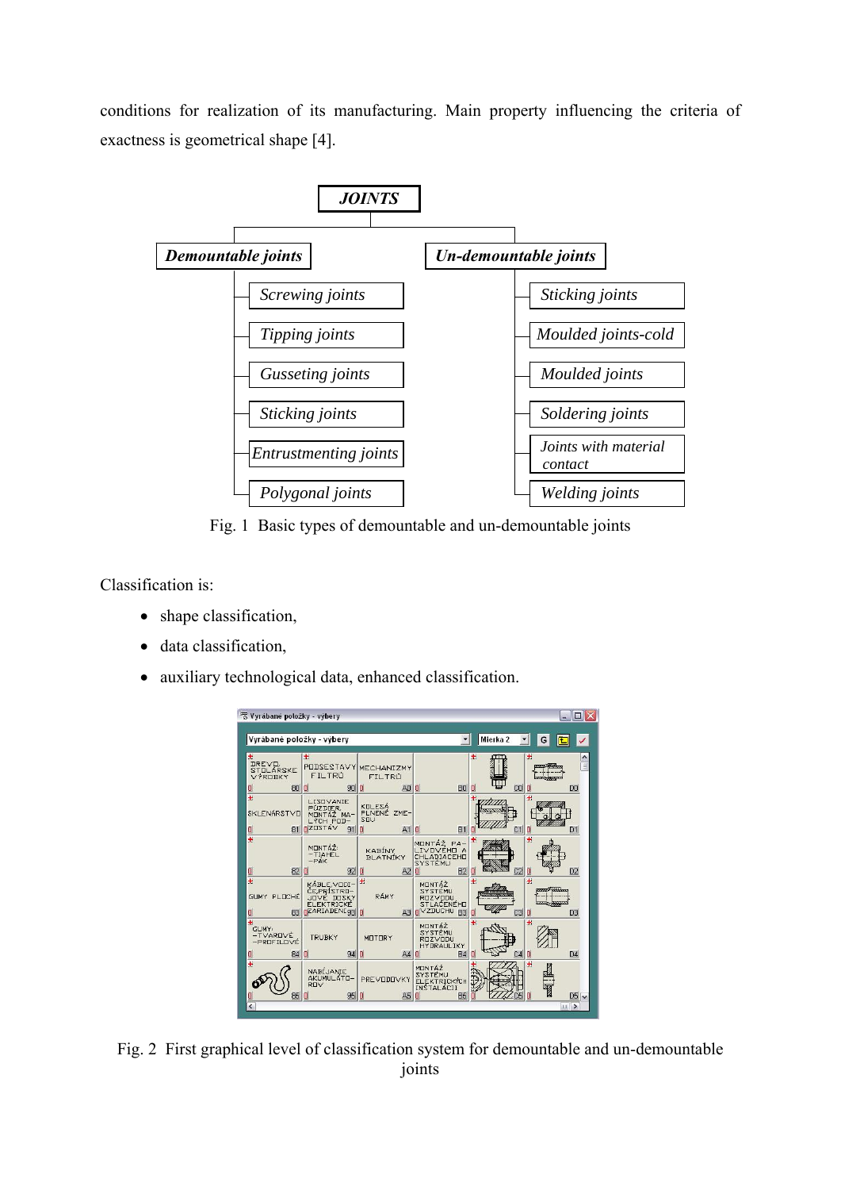conditions for realization of its manufacturing. Main property influencing the criteria of exactness is geometrical shape [4].

Fig. 1 Basic types of demountable and un-demountable joints

Classification is:

- shape classification,
- data classification,
- auxiliary technological data, enhanced classification.

Fig. 2 First graphical level of classification system for demountable and un-demountable joints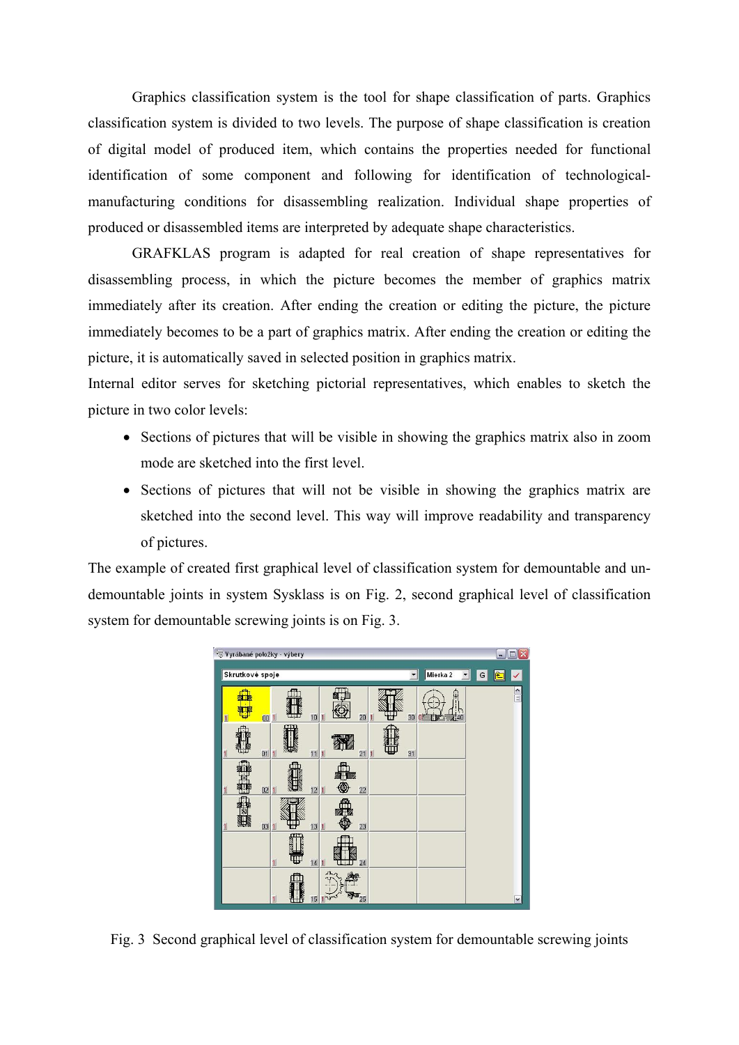Graphics classification system is the tool for shape classification of parts. Graphics classification system is divided to two levels. The purpose of shape classification is creation of digital model of produced item, which contains the properties needed for functional identification of some component and following for identification of technological-manufacturing conditions for disassembling realization. Individual shape properties of produced or disassembled items are interpreted by adequate shape characteristics.

GRAFKLAS program is adapted for real creation of shape representatives for disassembling process, in which the picture becomes the member of graphics matrix immediately after its creation. After ending the creation or editing the picture, the picture immediately becomes to be a part of graphics matrix. After ending the creation or editing the picture, it is automatically saved in selected position in graphics matrix.

Internal editor serves for sketching pictorial representatives, which enables to sketch the picture in two color levels:

- Sections of pictures that will be visible in showing the graphics matrix also in zoom mode are sketched into the first level.
- Sections of pictures that will not be visible in showing the graphics matrix are sketched into the second level. This way will improve readability and transparency of pictures.

The example of created first graphical level of classification system for demountable and un-demountable joints in system Sysklass is on Fig. 2, second graphical level of classification system for demountable screwing joints is on Fig. 3.

Fig. 3 Second graphical level of classification system for demountable screwing joints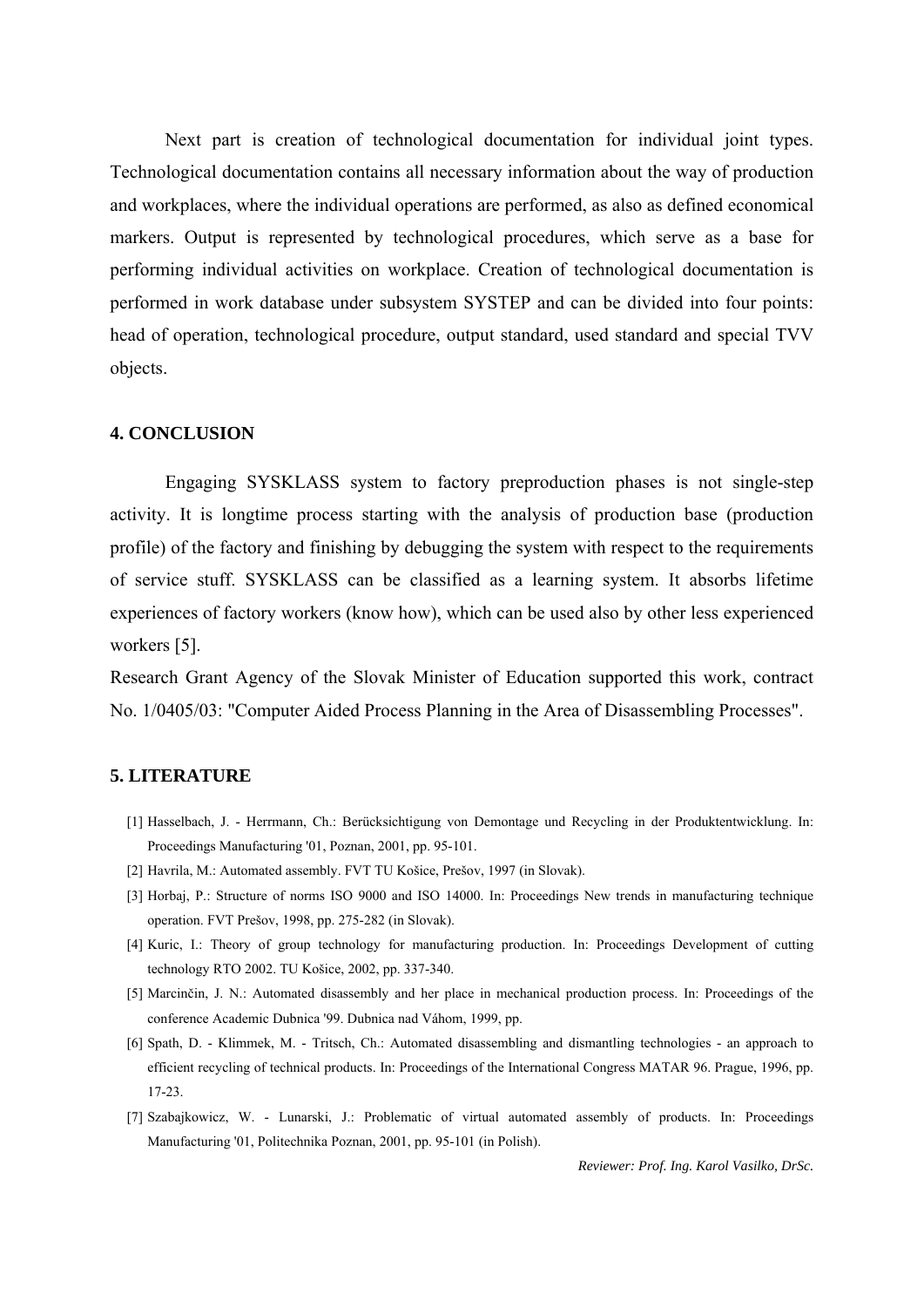Next part is creation of technological documentation for individual joint types. Technological documentation contains all necessary information about the way of production and workplaces, where the individual operations are performed, as also as defined economical markers. Output is represented by technological procedures, which serve as a base for performing individual activities on workplace. Creation of technological documentation is performed in work database under subsystem SYSTEP and can be divided into four points: head of operation, technological procedure, output standard, used standard and special TVV objects.

## 4. CONCLUSION

Engaging SYSKLASS system to factory preproduction phases is not single-step activity. It is longtime process starting with the analysis of production base (production profile) of the factory and finishing by debugging the system with respect to the requirements of service stuff. SYSKLASS can be classified as a learning system. It absorbs lifetime experiences of factory workers (know how), which can be used also by other less experienced workers [5].

Research Grant Agency of the Slovak Minister of Education supported this work, contract No. 1/0405/03: "Computer Aided Process Planning in the Area of Disassembling Processes".

## 5. LITERATURE

[1] Hasselbach, J. - Herrmann, Ch.: Berücksichtigung von Demontage und Recycling in der Produktentwicklung. In: Proceedings Manufacturing '01, Poznan, 2001, pp. 95-101.

[2] Havrila, M.: Automated assembly. FVT TU Košice, Prešov, 1997 (in Slovak).

[3] Horbaj, P.: Structure of norms ISO 9000 and ISO 14000. In: Proceedings New trends in manufacturing technique operation. FVT Prešov, 1998, pp. 275-282 (in Slovak).

[4] Kuric, I.: Theory of group technology for manufacturing production. In: Proceedings Development of cutting technology RTO 2002. TU Košice, 2002, pp. 337-340.

[5] Marcinčin, J. N.: Automated disassembly and her place in mechanical production process. In: Proceedings of the conference Academic Dubnica '99. Dubnica nad Váhom, 1999, pp.

[6] Spath, D. - Klimmek, M. - Tritsch, Ch.: Automated disassembling and dismantling technologies - an approach to efficient recycling of technical products. In: Proceedings of the International Congress MATAR 96. Prague, 1996, pp. 17-23.

[7] Szabajkowicz, W. - Lunarski, J.: Problematic of virtual automated assembly of products. In: Proceedings Manufacturing '01, Politechnika Poznan, 2001, pp. 95-101 (in Polish).

*Reviewer: Prof. Ing. Karol Vasilko, DrSc.*